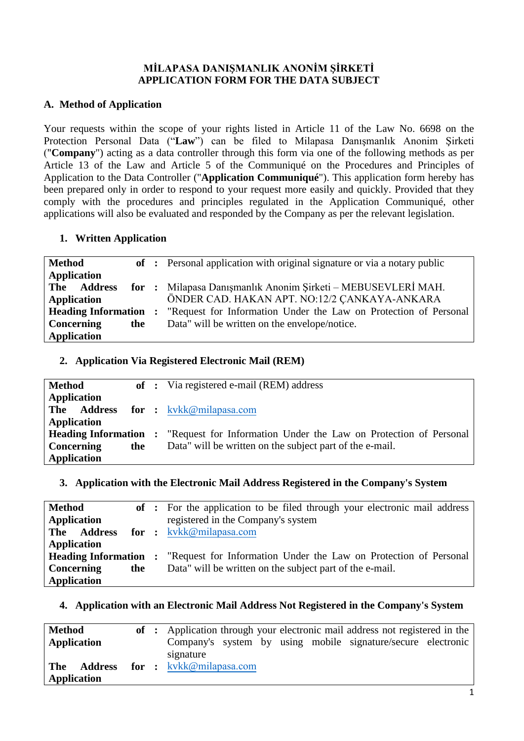# MİLAPASA DANIŞMANLIK ANONİM ŞİRKETİ
# APPLICATION FORM FOR THE DATA SUBJECT

## A. Method of Application

Your requests within the scope of your rights listed in Article 11 of the Law No. 6698 on the Protection Personal Data (“**Law**”) can be filed to Milapasa Danışmanlık Anonim Şirketi ("**Company**") acting as a data controller through this form via one of the following methods as per Article 13 of the Law and Article 5 of the Communiqué on the Procedures and Principles of Application to the Data Controller ("**Application Communiqué**"). This application form hereby has been prepared only in order to respond to your request more easily and quickly. Provided that they comply with the procedures and principles regulated in the Application Communiqué, other applications will also be evaluated and responded by the Company as per the relevant legislation.

### 1. Written Application

| | | |
|---|---|---|
| **Method of Application** | : | Personal application with original signature or via a notary public |
| **The Address for Application** | : | Milapasa Danışmanlık Anonim Şirketi – MEBUSEVLERİ MAH. ÖNDER CAD. HAKAN APT. NO:12/2 ÇANKAYA-ANKARA |
| **Heading Information Concerning the Application** | : | "Request for Information Under the Law on Protection of Personal Data" will be written on the envelope/notice. |

### 2. Application Via Registered Electronic Mail (REM)

| | | |
|---|---|---|
| **Method of Application** | : | Via registered e-mail (REM) address |
| **The Address for Application** | : | kvkk@milapasa.com |
| **Heading Information Concerning the Application** | : | "Request for Information Under the Law on Protection of Personal Data" will be written on the subject part of the e-mail. |

### 3. Application with the Electronic Mail Address Registered in the Company's System

| | | |
|---|---|---|
| **Method of Application** | : | For the application to be filed through your electronic mail address registered in the Company's system |
| **The Address for Application** | : | kvkk@milapasa.com |
| **Heading Information Concerning the Application** | : | "Request for Information Under the Law on Protection of Personal Data" will be written on the subject part of the e-mail. |

### 4. Application with an Electronic Mail Address Not Registered in the Company's System

| | | |
|---|---|---|
| **Method of Application** | : | Application through your electronic mail address not registered in the Company's system by using mobile signature/secure electronic signature |
| **The Address for Application** | : | kvkk@milapasa.com |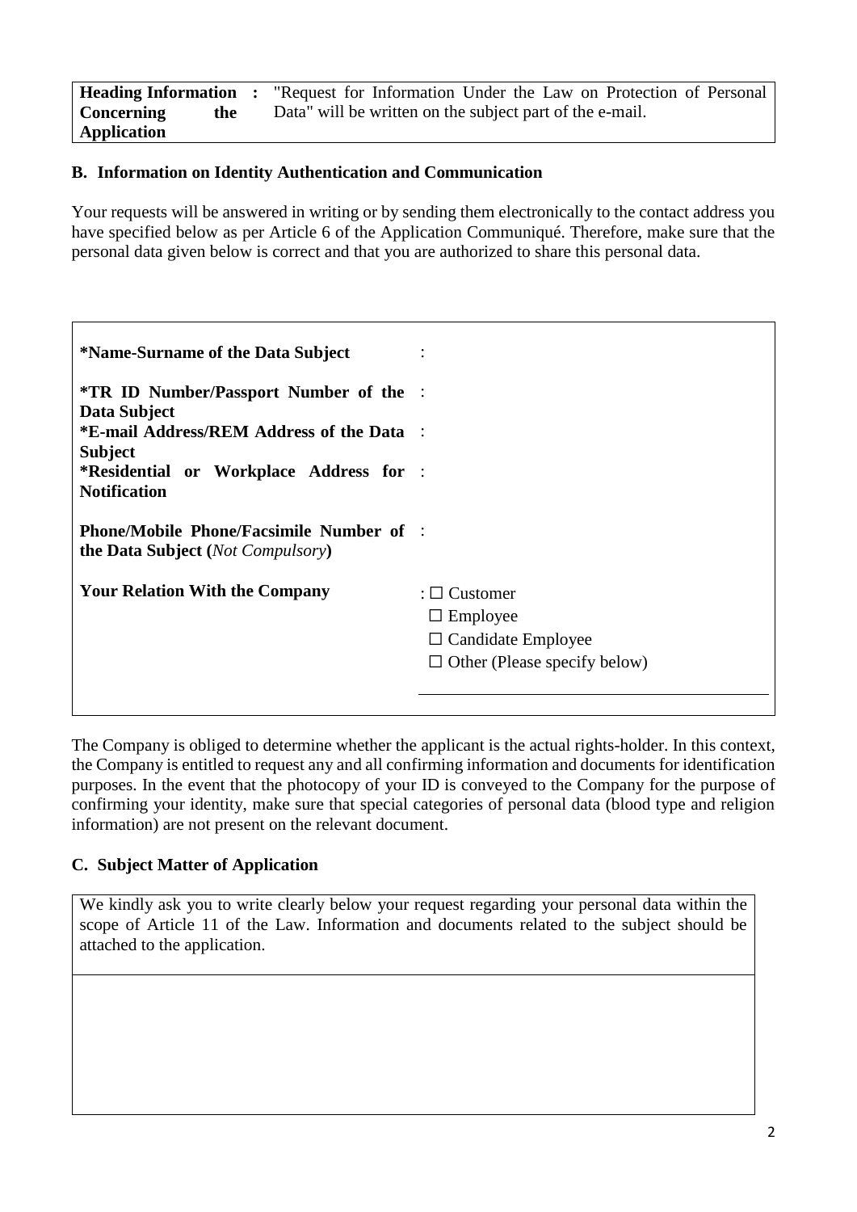| **Heading Information Concerning the Application** | **:** "Request for Information Under the Law on Protection of Personal Data" will be written on the subject part of the e-mail. |
|---|---|

### B. Information on Identity Authentication and Communication

Your requests will be answered in writing or by sending them electronically to the contact address you have specified below as per Article 6 of the Application Communiqué. Therefore, make sure that the personal data given below is correct and that you are authorized to share this personal data.

| | |
|---|---|
| ***Name-Surname of the Data Subject** | : |
| ***TR ID Number/Passport Number of the Data Subject** | : |
| ***E-mail Address/REM Address of the Data Subject** | : |
| ***Residential or Workplace Address for Notification** | : |
| **Phone/Mobile Phone/Facsimile Number of the Data Subject (*Not Compulsory*)** | : |
| **Your Relation With the Company** | : ☐ Customer<br>☐ Employee<br>☐ Candidate Employee<br>☐ Other (Please specify below)<br>\_\_\_\_\_\_\_\_\_\_\_\_\_\_\_\_\_\_\_\_\_\_\_\_\_\_\_\_\_\_ |

The Company is obliged to determine whether the applicant is the actual rights-holder. In this context, the Company is entitled to request any and all confirming information and documents for identification purposes. In the event that the photocopy of your ID is conveyed to the Company for the purpose of confirming your identity, make sure that special categories of personal data (blood type and religion information) are not present on the relevant document.

### C. Subject Matter of Application

| We kindly ask you to write clearly below your request regarding your personal data within the scope of Article 11 of the Law. Information and documents related to the subject should be attached to the application. |
|---|
| |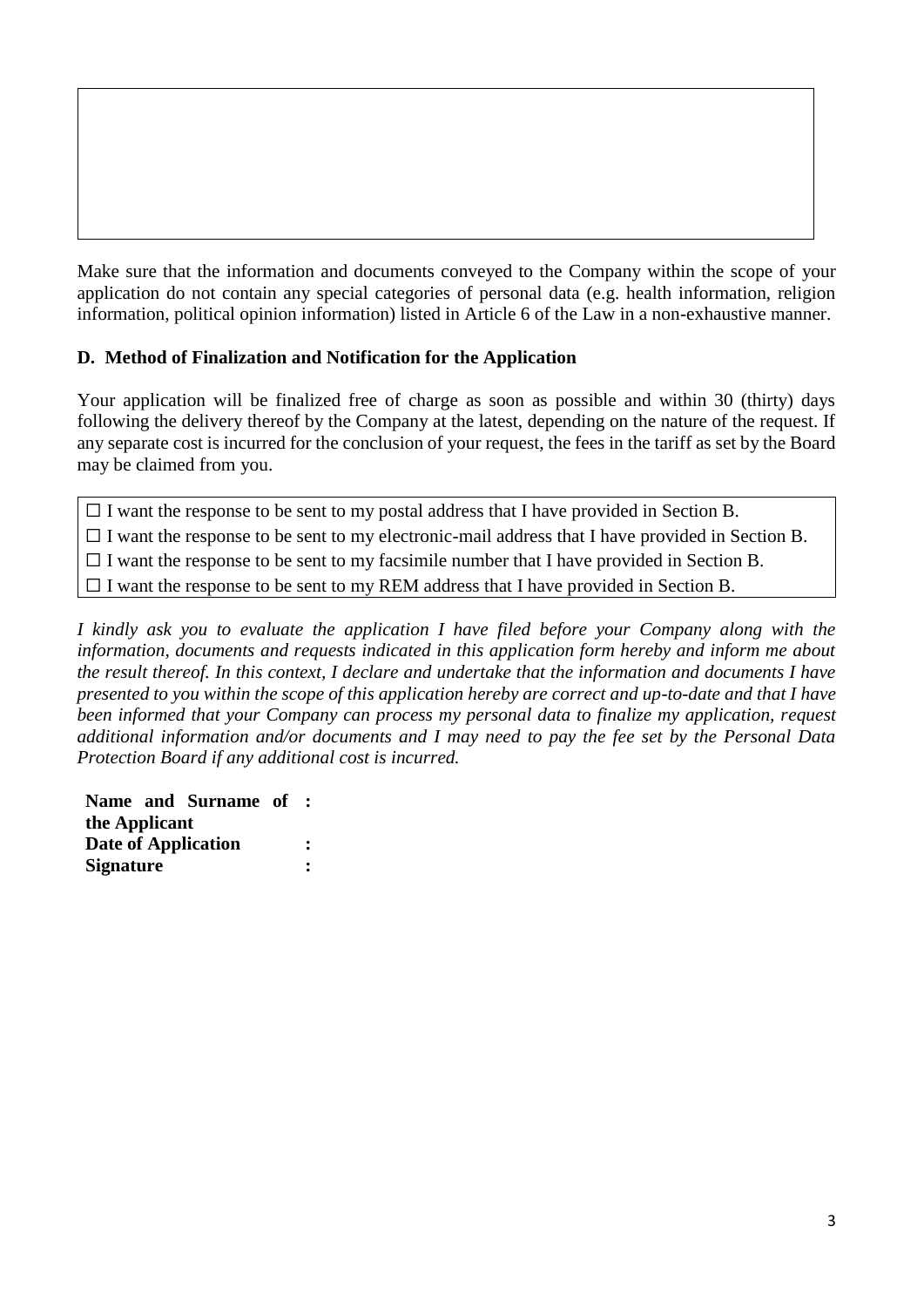Make sure that the information and documents conveyed to the Company within the scope of your application do not contain any special categories of personal data (e.g. health information, religion information, political opinion information) listed in Article 6 of the Law in a non-exhaustive manner.

### D. Method of Finalization and Notification for the Application

Your application will be finalized free of charge as soon as possible and within 30 (thirty) days following the delivery thereof by the Company at the latest, depending on the nature of the request. If any separate cost is incurred for the conclusion of your request, the fees in the tariff as set by the Board may be claimed from you.

☐ I want the response to be sent to my postal address that I have provided in Section B.
☐ I want the response to be sent to my electronic-mail address that I have provided in Section B.
☐ I want the response to be sent to my facsimile number that I have provided in Section B.
☐ I want the response to be sent to my REM address that I have provided in Section B.

*I kindly ask you to evaluate the application I have filed before your Company along with the information, documents and requests indicated in this application form hereby and inform me about the result thereof. In this context, I declare and undertake that the information and documents I have presented to you within the scope of this application hereby are correct and up-to-date and that I have been informed that your Company can process my personal data to finalize my application, request additional information and/or documents and I may need to pay the fee set by the Personal Data Protection Board if any additional cost is incurred.*

| | | |
|---|---|---|
| **Name and Surname of the Applicant** | **:** | |
| **Date of Application** | **:** | |
| **Signature** | **:** | |